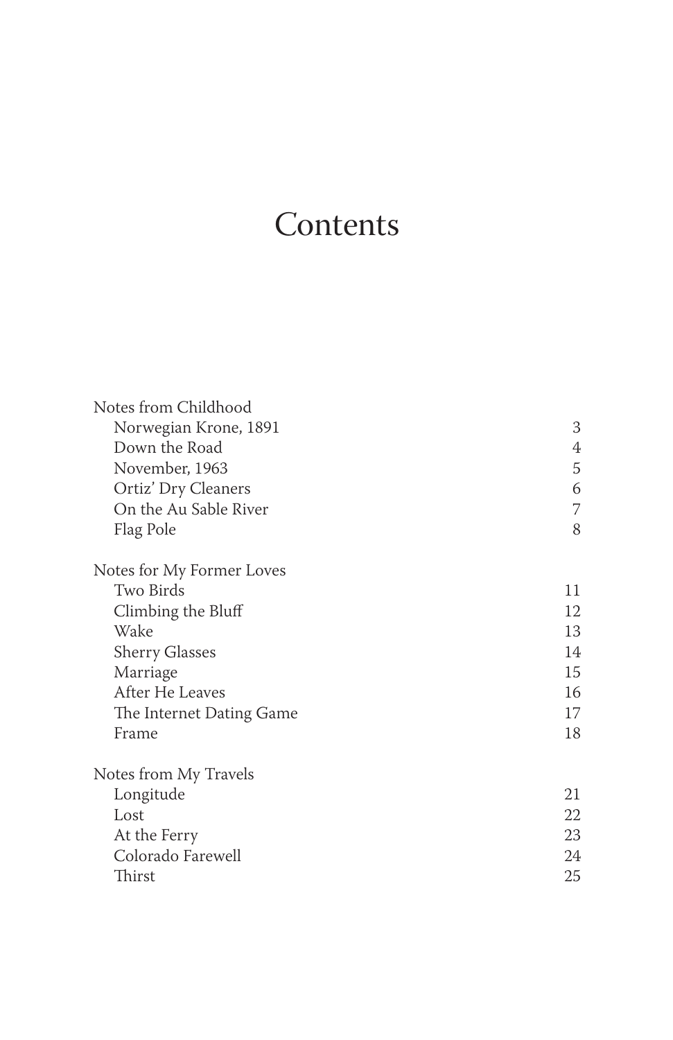# Contents

Notes from Childhood

| | |
|---|---|
| Norwegian Krone, 1891 | 3 |
| Down the Road | 4 |
| November, 1963 | 5 |
| Ortiz' Dry Cleaners | 6 |
| On the Au Sable River | 7 |
| Flag Pole | 8 |

Notes for My Former Loves

| | |
|---|---|
| Two Birds | 11 |
| Climbing the Bluff | 12 |
| Wake | 13 |
| Sherry Glasses | 14 |
| Marriage | 15 |
| After He Leaves | 16 |
| The Internet Dating Game | 17 |
| Frame | 18 |

Notes from My Travels

| | |
|---|---|
| Longitude | 21 |
| Lost | 22 |
| At the Ferry | 23 |
| Colorado Farewell | 24 |
| Thirst | 25 |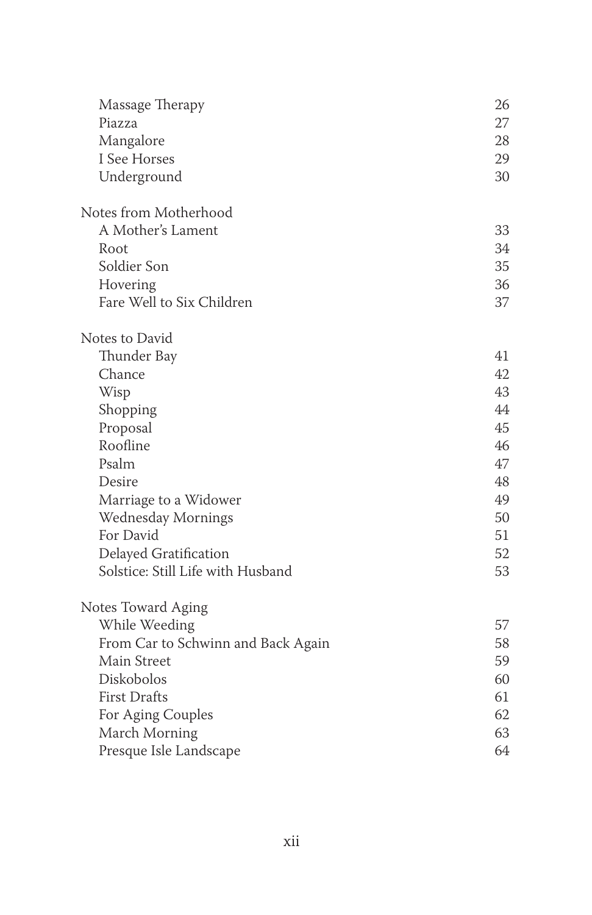Massage Therapy 26
Piazza 27
Mangalore 28
I See Horses 29
Underground 30

Notes from Motherhood

A Mother's Lament 33
Root 34
Soldier Son 35
Hovering 36
Fare Well to Six Children 37

Notes to David

Thunder Bay 41
Chance 42
Wisp 43
Shopping 44
Proposal 45
Roofline 46
Psalm 47
Desire 48
Marriage to a Widower 49
Wednesday Mornings 50
For David 51
Delayed Gratification 52
Solstice: Still Life with Husband 53

Notes Toward Aging

While Weeding 57
From Car to Schwinn and Back Again 58
Main Street 59
Diskobolos 60
First Drafts 61
For Aging Couples 62
March Morning 63
Presque Isle Landscape 64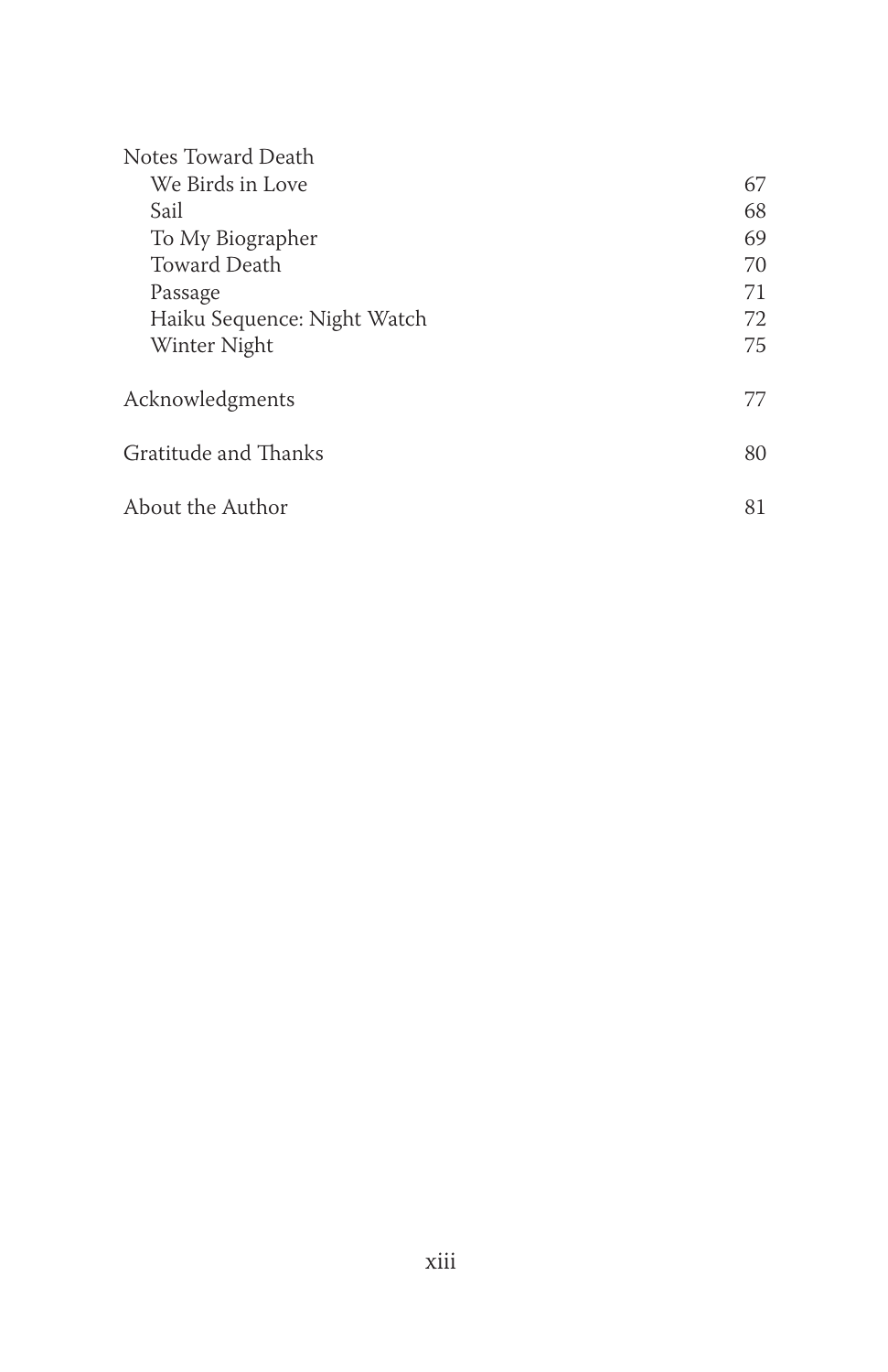Notes Toward Death

- We Birds in Love 67
- Sail 68
- To My Biographer 69
- Toward Death 70
- Passage 71
- Haiku Sequence: Night Watch 72
- Winter Night 75

Acknowledgments 77

Gratitude and Thanks 80

About the Author 81